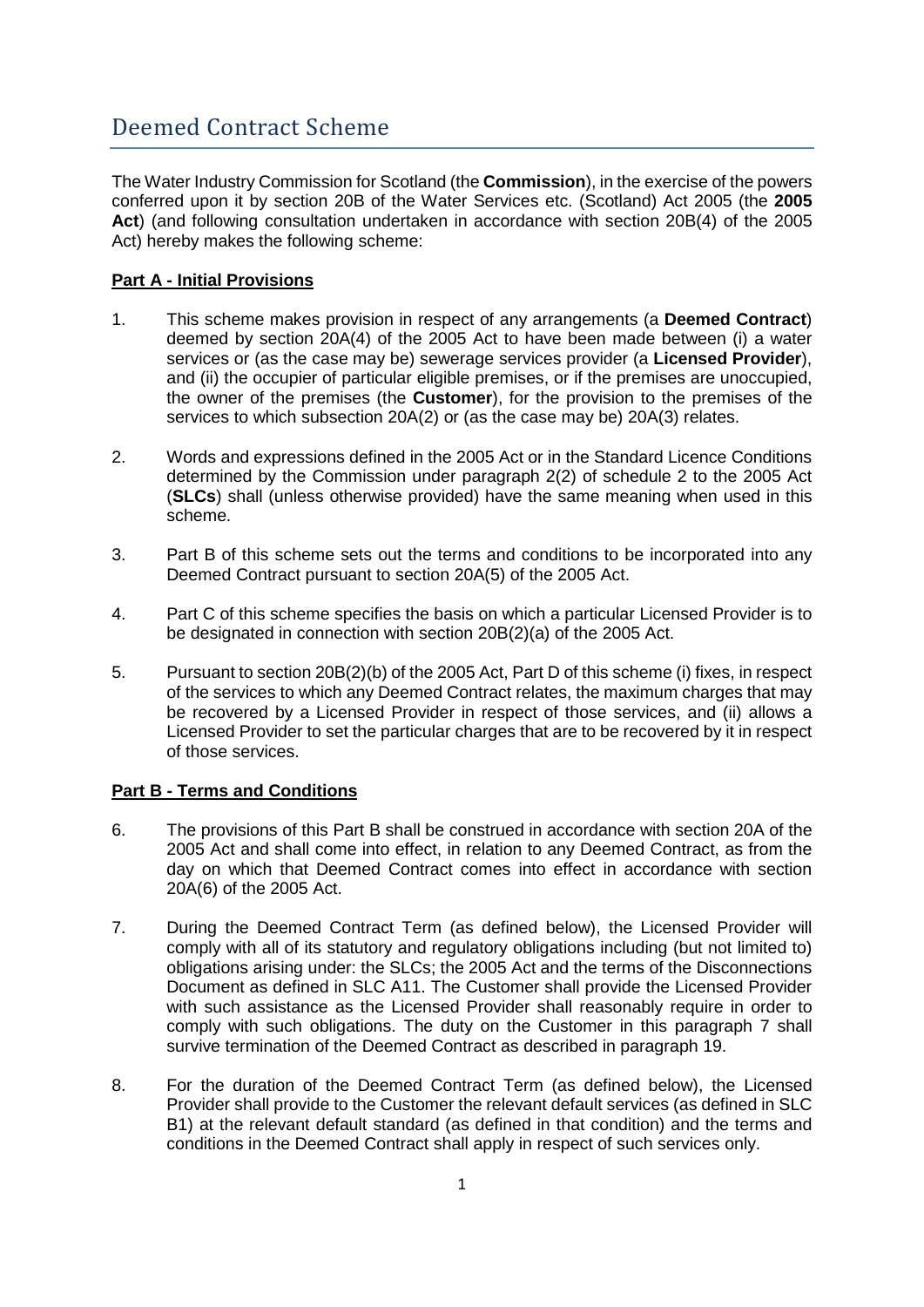# Deemed Contract Scheme

The Water Industry Commission for Scotland (the **Commission**), in the exercise of the powers conferred upon it by section 20B of the Water Services etc. (Scotland) Act 2005 (the **2005 Act**) (and following consultation undertaken in accordance with section 20B(4) of the 2005 Act) hereby makes the following scheme:

## Part A - Initial Provisions

1. This scheme makes provision in respect of any arrangements (a **Deemed Contract**) deemed by section 20A(4) of the 2005 Act to have been made between (i) a water services or (as the case may be) sewerage services provider (a **Licensed Provider**), and (ii) the occupier of particular eligible premises, or if the premises are unoccupied, the owner of the premises (the **Customer**), for the provision to the premises of the services to which subsection 20A(2) or (as the case may be) 20A(3) relates.

2. Words and expressions defined in the 2005 Act or in the Standard Licence Conditions determined by the Commission under paragraph 2(2) of schedule 2 to the 2005 Act (**SLCs**) shall (unless otherwise provided) have the same meaning when used in this scheme.

3. Part B of this scheme sets out the terms and conditions to be incorporated into any Deemed Contract pursuant to section 20A(5) of the 2005 Act.

4. Part C of this scheme specifies the basis on which a particular Licensed Provider is to be designated in connection with section 20B(2)(a) of the 2005 Act.

5. Pursuant to section 20B(2)(b) of the 2005 Act, Part D of this scheme (i) fixes, in respect of the services to which any Deemed Contract relates, the maximum charges that may be recovered by a Licensed Provider in respect of those services, and (ii) allows a Licensed Provider to set the particular charges that are to be recovered by it in respect of those services.

## Part B - Terms and Conditions

6. The provisions of this Part B shall be construed in accordance with section 20A of the 2005 Act and shall come into effect, in relation to any Deemed Contract, as from the day on which that Deemed Contract comes into effect in accordance with section 20A(6) of the 2005 Act.

7. During the Deemed Contract Term (as defined below), the Licensed Provider will comply with all of its statutory and regulatory obligations including (but not limited to) obligations arising under: the SLCs; the 2005 Act and the terms of the Disconnections Document as defined in SLC A11. The Customer shall provide the Licensed Provider with such assistance as the Licensed Provider shall reasonably require in order to comply with such obligations. The duty on the Customer in this paragraph 7 shall survive termination of the Deemed Contract as described in paragraph 19.

8. For the duration of the Deemed Contract Term (as defined below), the Licensed Provider shall provide to the Customer the relevant default services (as defined in SLC B1) at the relevant default standard (as defined in that condition) and the terms and conditions in the Deemed Contract shall apply in respect of such services only.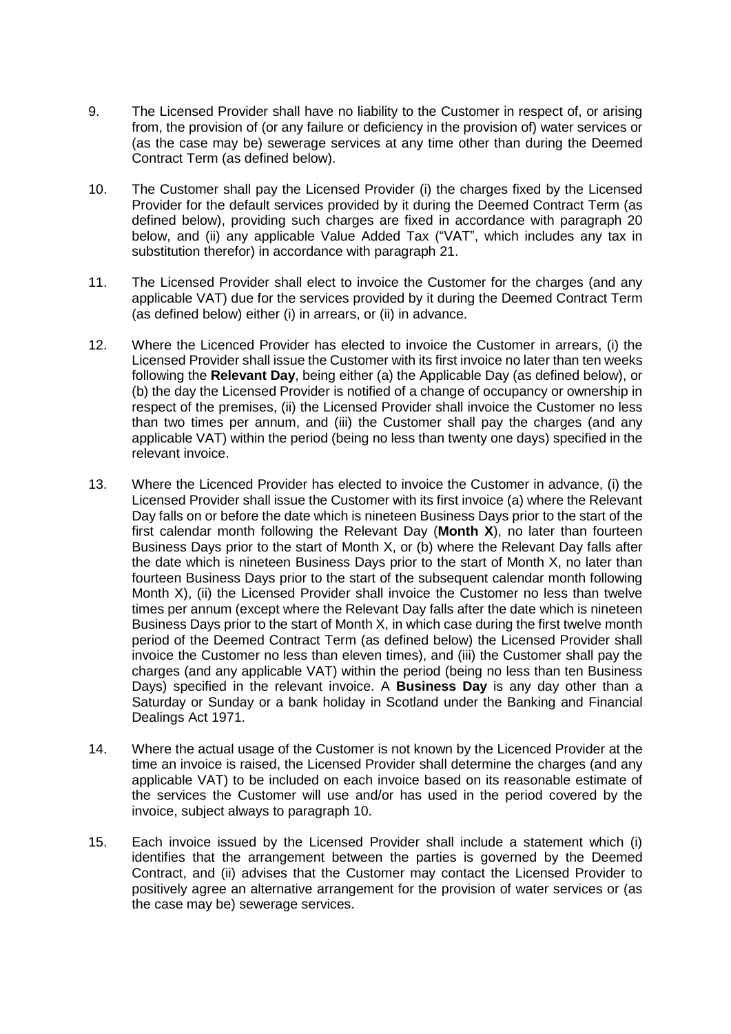9. The Licensed Provider shall have no liability to the Customer in respect of, or arising from, the provision of (or any failure or deficiency in the provision of) water services or (as the case may be) sewerage services at any time other than during the Deemed Contract Term (as defined below).

10. The Customer shall pay the Licensed Provider (i) the charges fixed by the Licensed Provider for the default services provided by it during the Deemed Contract Term (as defined below), providing such charges are fixed in accordance with paragraph 20 below, and (ii) any applicable Value Added Tax ("VAT", which includes any tax in substitution therefor) in accordance with paragraph 21.

11. The Licensed Provider shall elect to invoice the Customer for the charges (and any applicable VAT) due for the services provided by it during the Deemed Contract Term (as defined below) either (i) in arrears, or (ii) in advance.

12. Where the Licenced Provider has elected to invoice the Customer in arrears, (i) the Licensed Provider shall issue the Customer with its first invoice no later than ten weeks following the **Relevant Day**, being either (a) the Applicable Day (as defined below), or (b) the day the Licensed Provider is notified of a change of occupancy or ownership in respect of the premises, (ii) the Licensed Provider shall invoice the Customer no less than two times per annum, and (iii) the Customer shall pay the charges (and any applicable VAT) within the period (being no less than twenty one days) specified in the relevant invoice.

13. Where the Licenced Provider has elected to invoice the Customer in advance, (i) the Licensed Provider shall issue the Customer with its first invoice (a) where the Relevant Day falls on or before the date which is nineteen Business Days prior to the start of the first calendar month following the Relevant Day (**Month X**), no later than fourteen Business Days prior to the start of Month X, or (b) where the Relevant Day falls after the date which is nineteen Business Days prior to the start of Month X, no later than fourteen Business Days prior to the start of the subsequent calendar month following Month X), (ii) the Licensed Provider shall invoice the Customer no less than twelve times per annum (except where the Relevant Day falls after the date which is nineteen Business Days prior to the start of Month X, in which case during the first twelve month period of the Deemed Contract Term (as defined below) the Licensed Provider shall invoice the Customer no less than eleven times), and (iii) the Customer shall pay the charges (and any applicable VAT) within the period (being no less than ten Business Days) specified in the relevant invoice. A **Business Day** is any day other than a Saturday or Sunday or a bank holiday in Scotland under the Banking and Financial Dealings Act 1971.

14. Where the actual usage of the Customer is not known by the Licenced Provider at the time an invoice is raised, the Licensed Provider shall determine the charges (and any applicable VAT) to be included on each invoice based on its reasonable estimate of the services the Customer will use and/or has used in the period covered by the invoice, subject always to paragraph 10.

15. Each invoice issued by the Licensed Provider shall include a statement which (i) identifies that the arrangement between the parties is governed by the Deemed Contract, and (ii) advises that the Customer may contact the Licensed Provider to positively agree an alternative arrangement for the provision of water services or (as the case may be) sewerage services.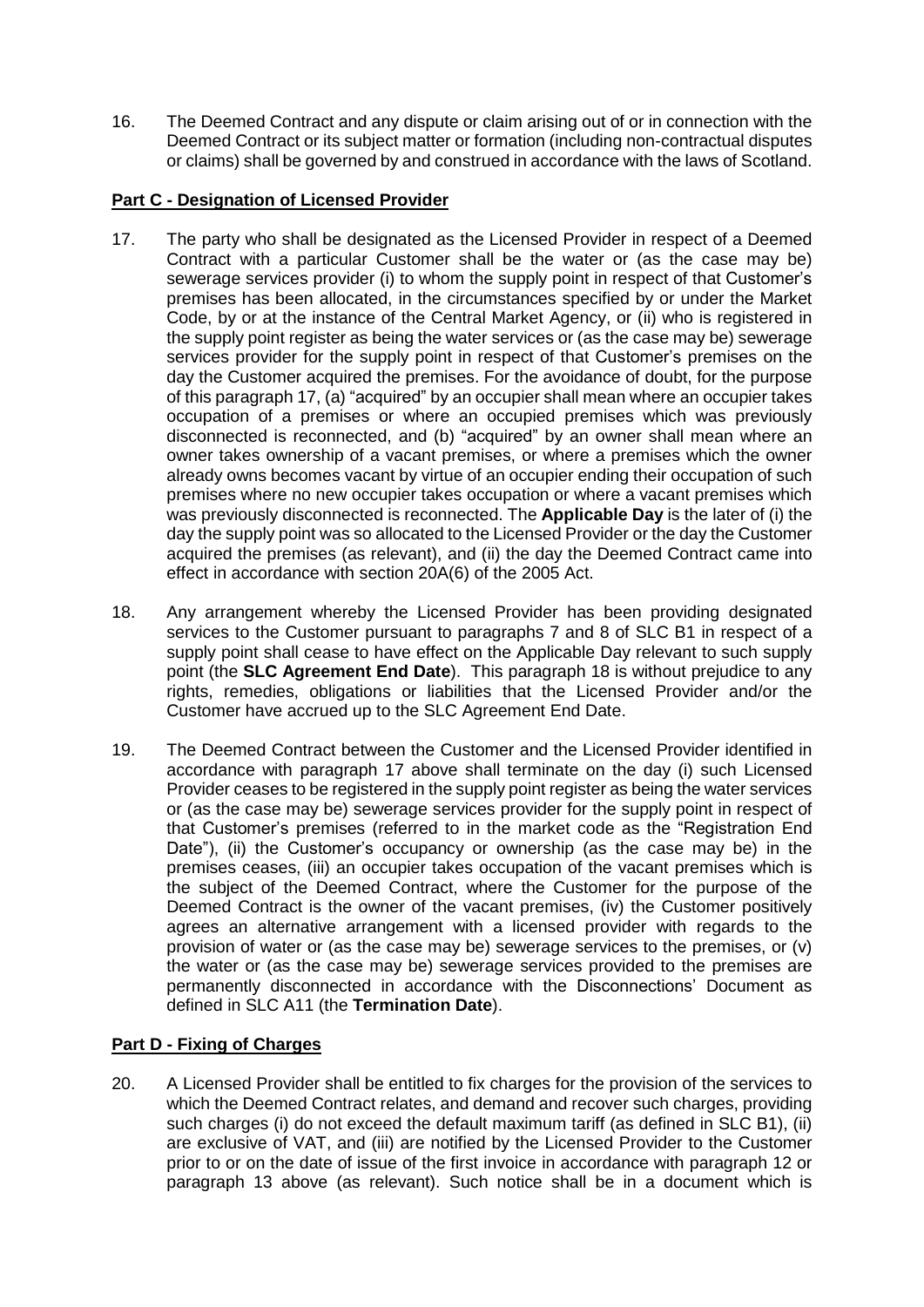16. The Deemed Contract and any dispute or claim arising out of or in connection with the Deemed Contract or its subject matter or formation (including non-contractual disputes or claims) shall be governed by and construed in accordance with the laws of Scotland.

**Part C - Designation of Licensed Provider**

17. The party who shall be designated as the Licensed Provider in respect of a Deemed Contract with a particular Customer shall be the water or (as the case may be) sewerage services provider (i) to whom the supply point in respect of that Customer's premises has been allocated, in the circumstances specified by or under the Market Code, by or at the instance of the Central Market Agency, or (ii) who is registered in the supply point register as being the water services or (as the case may be) sewerage services provider for the supply point in respect of that Customer's premises on the day the Customer acquired the premises. For the avoidance of doubt, for the purpose of this paragraph 17, (a) "acquired" by an occupier shall mean where an occupier takes occupation of a premises or where an occupied premises which was previously disconnected is reconnected, and (b) "acquired" by an owner shall mean where an owner takes ownership of a vacant premises, or where a premises which the owner already owns becomes vacant by virtue of an occupier ending their occupation of such premises where no new occupier takes occupation or where a vacant premises which was previously disconnected is reconnected. The **Applicable Day** is the later of (i) the day the supply point was so allocated to the Licensed Provider or the day the Customer acquired the premises (as relevant), and (ii) the day the Deemed Contract came into effect in accordance with section 20A(6) of the 2005 Act.

18. Any arrangement whereby the Licensed Provider has been providing designated services to the Customer pursuant to paragraphs 7 and 8 of SLC B1 in respect of a supply point shall cease to have effect on the Applicable Day relevant to such supply point (the **SLC Agreement End Date**). This paragraph 18 is without prejudice to any rights, remedies, obligations or liabilities that the Licensed Provider and/or the Customer have accrued up to the SLC Agreement End Date.

19. The Deemed Contract between the Customer and the Licensed Provider identified in accordance with paragraph 17 above shall terminate on the day (i) such Licensed Provider ceases to be registered in the supply point register as being the water services or (as the case may be) sewerage services provider for the supply point in respect of that Customer's premises (referred to in the market code as the "Registration End Date"), (ii) the Customer's occupancy or ownership (as the case may be) in the premises ceases, (iii) an occupier takes occupation of the vacant premises which is the subject of the Deemed Contract, where the Customer for the purpose of the Deemed Contract is the owner of the vacant premises, (iv) the Customer positively agrees an alternative arrangement with a licensed provider with regards to the provision of water or (as the case may be) sewerage services to the premises, or (v) the water or (as the case may be) sewerage services provided to the premises are permanently disconnected in accordance with the Disconnections' Document as defined in SLC A11 (the **Termination Date**).

**Part D - Fixing of Charges**

20. A Licensed Provider shall be entitled to fix charges for the provision of the services to which the Deemed Contract relates, and demand and recover such charges, providing such charges (i) do not exceed the default maximum tariff (as defined in SLC B1), (ii) are exclusive of VAT, and (iii) are notified by the Licensed Provider to the Customer prior to or on the date of issue of the first invoice in accordance with paragraph 12 or paragraph 13 above (as relevant). Such notice shall be in a document which is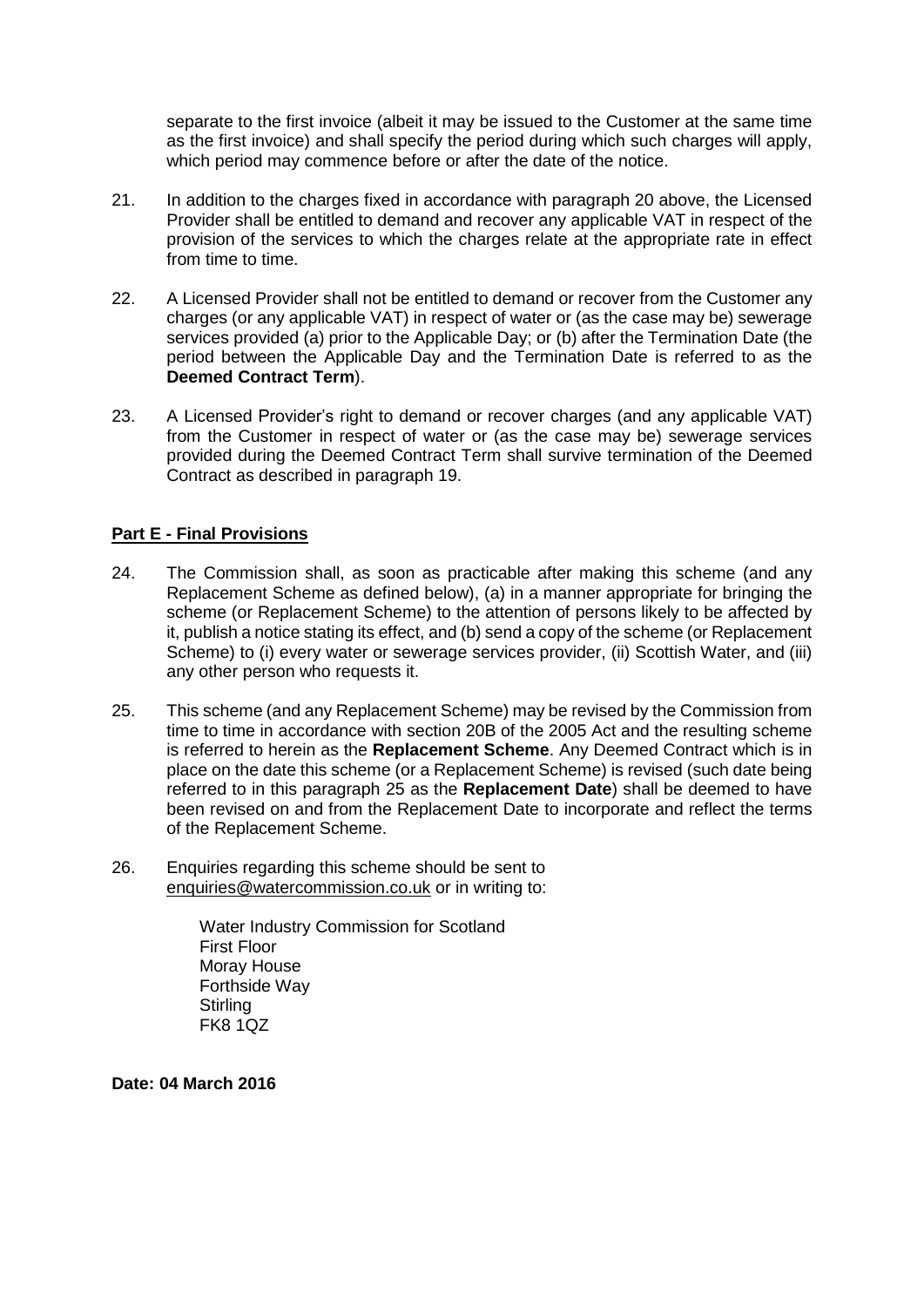separate to the first invoice (albeit it may be issued to the Customer at the same time as the first invoice) and shall specify the period during which such charges will apply, which period may commence before or after the date of the notice.

21. In addition to the charges fixed in accordance with paragraph 20 above, the Licensed Provider shall be entitled to demand and recover any applicable VAT in respect of the provision of the services to which the charges relate at the appropriate rate in effect from time to time.

22. A Licensed Provider shall not be entitled to demand or recover from the Customer any charges (or any applicable VAT) in respect of water or (as the case may be) sewerage services provided (a) prior to the Applicable Day; or (b) after the Termination Date (the period between the Applicable Day and the Termination Date is referred to as the **Deemed Contract Term**).

23. A Licensed Provider's right to demand or recover charges (and any applicable VAT) from the Customer in respect of water or (as the case may be) sewerage services provided during the Deemed Contract Term shall survive termination of the Deemed Contract as described in paragraph 19.

## Part E - Final Provisions

24. The Commission shall, as soon as practicable after making this scheme (and any Replacement Scheme as defined below), (a) in a manner appropriate for bringing the scheme (or Replacement Scheme) to the attention of persons likely to be affected by it, publish a notice stating its effect, and (b) send a copy of the scheme (or Replacement Scheme) to (i) every water or sewerage services provider, (ii) Scottish Water, and (iii) any other person who requests it.

25. This scheme (and any Replacement Scheme) may be revised by the Commission from time to time in accordance with section 20B of the 2005 Act and the resulting scheme is referred to herein as the **Replacement Scheme**. Any Deemed Contract which is in place on the date this scheme (or a Replacement Scheme) is revised (such date being referred to in this paragraph 25 as the **Replacement Date**) shall be deemed to have been revised on and from the Replacement Date to incorporate and reflect the terms of the Replacement Scheme.

26. Enquiries regarding this scheme should be sent to enquiries@watercommission.co.uk or in writing to:

    Water Industry Commission for Scotland
    First Floor
    Moray House
    Forthside Way
    Stirling
    FK8 1QZ

**Date: 04 March 2016**